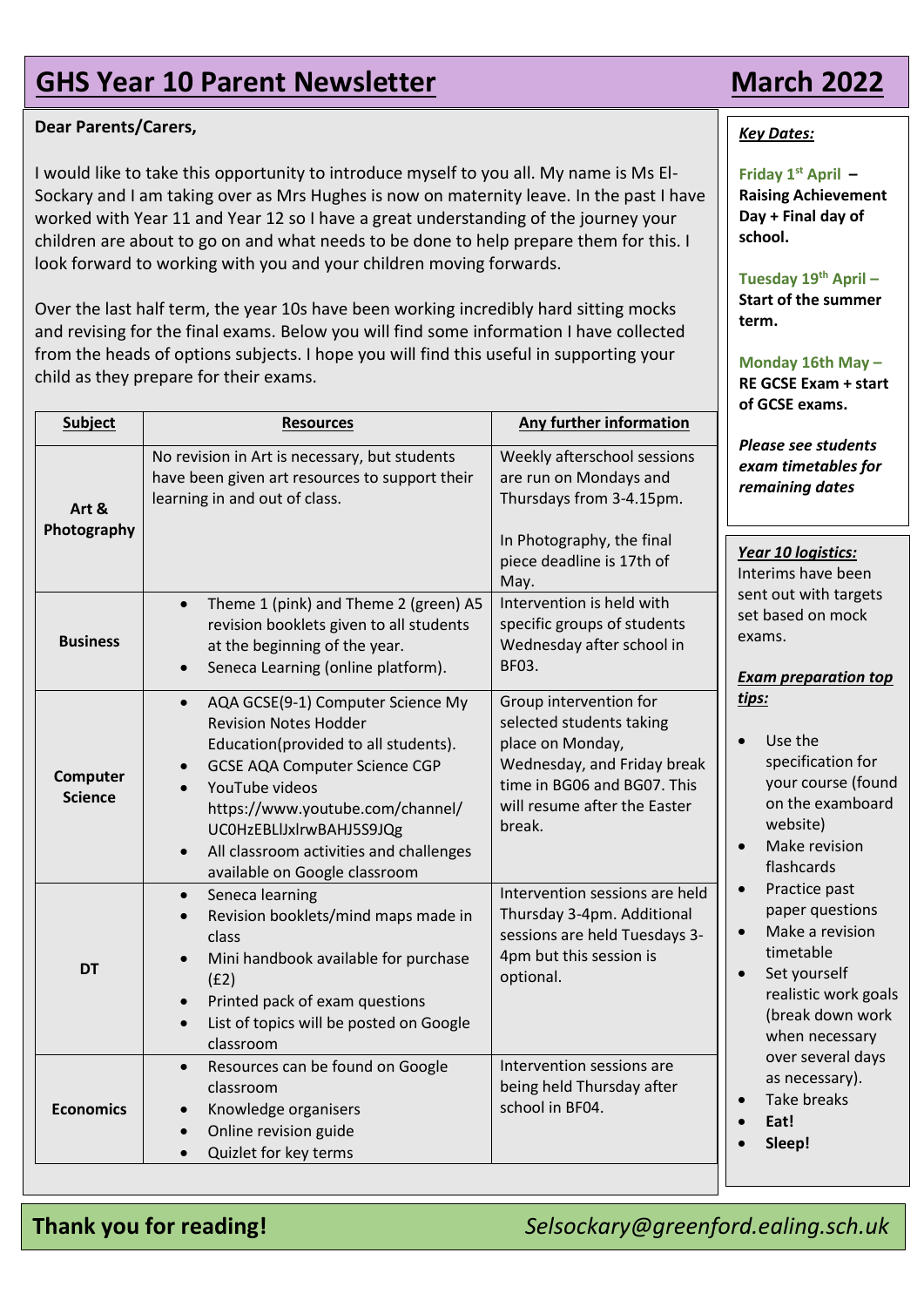# GHS Year 10 Parent Newsletter — March 2022

**Dear Parents/Carers,**

I would like to take this opportunity to introduce myself to you all. My name is Ms El-Sockary and I am taking over as Mrs Hughes is now on maternity leave. In the past I have worked with Year 11 and Year 12 so I have a great understanding of the journey your children are about to go on and what needs to be done to help prepare them for this. I look forward to working with you and your children moving forwards.

Over the last half term, the year 10s have been working incredibly hard sitting mocks and revising for the final exams. Below you will find some information I have collected from the heads of options subjects. I hope you will find this useful in supporting your child as they prepare for their exams.

| Subject | Resources | Any further information |
|---|---|---|
| **Art & Photography** | No revision in Art is necessary, but students have been given art resources to support their learning in and out of class. | Weekly afterschool sessions are run on Mondays and Thursdays from 3-4.15pm. In Photography, the final piece deadline is 17th of May. |
| **Business** | • Theme 1 (pink) and Theme 2 (green) A5 revision booklets given to all students at the beginning of the year. • Seneca Learning (online platform). | Intervention is held with specific groups of students Wednesday after school in BF03. |
| **Computer Science** | • AQA GCSE(9-1) Computer Science My Revision Notes Hodder Education(provided to all students). • GCSE AQA Computer Science CGP • YouTube videos https://www.youtube.com/channel/UC0HzEBLlJxlrwBAHJ5S9JQg • All classroom activities and challenges available on Google classroom | Group intervention for selected students taking place on Monday, Wednesday, and Friday break time in BG06 and BG07. This will resume after the Easter break. |
| **DT** | • Seneca learning • Revision booklets/mind maps made in class • Mini handbook available for purchase (£2) • Printed pack of exam questions • List of topics will be posted on Google classroom | Intervention sessions are held Thursday 3-4pm. Additional sessions are held Tuesdays 3-4pm but this session is optional. |
| **Economics** | • Resources can be found on Google classroom • Knowledge organisers • Online revision guide • Quizlet for key terms | Intervention sessions are being held Thursday after school in BF04. |

***Key Dates:***

**Friday 1st April – Raising Achievement Day + Final day of school.**

**Tuesday 19th April – Start of the summer term.**

**Monday 16th May – RE GCSE Exam + start of GCSE exams.**

***Please see students exam timetables for remaining dates***

***Year 10 logistics:***

Interims have been sent out with targets set based on mock exams.

***Exam preparation top tips:***

- Use the specification for your course (found on the examboard website)
- Make revision flashcards
- Practice past paper questions
- Make a revision timetable
- Set yourself realistic work goals (break down work when necessary over several days as necessary).
- Take breaks
- **Eat!**
- **Sleep!**

**Thank you for reading!** *Selsockary@greenford.ealing.sch.uk*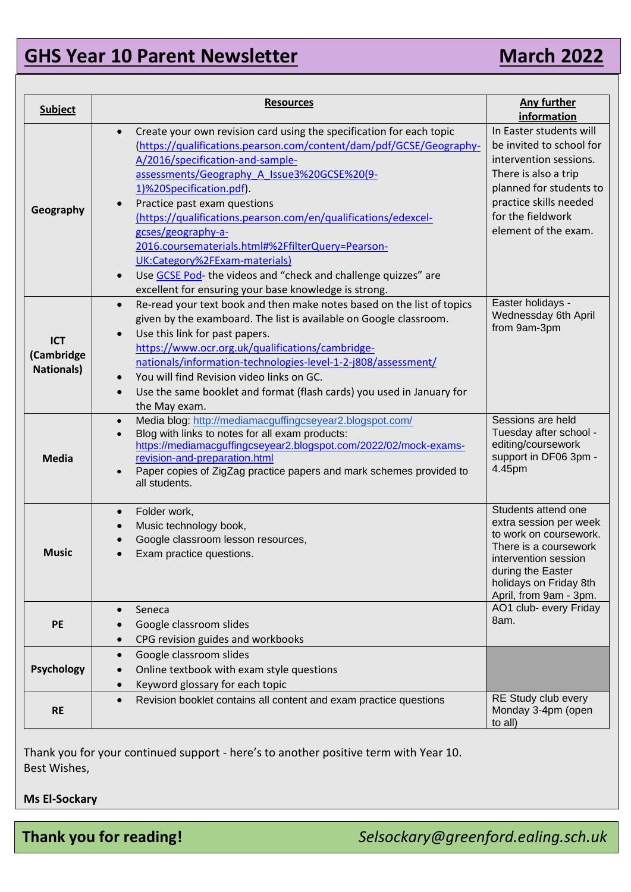# GHS Year 10 Parent Newsletter — March 2022

| Subject | Resources | Any further information |
|---|---|---|
| **Geography** | • Create your own revision card using the specification for each topic (https://qualifications.pearson.com/content/dam/pdf/GCSE/Geography-A/2016/specification-and-sample-assessments/Geography_A_Issue3%20GCSE%20(9-1)%20Specification.pdf).<br>• Practice past exam questions (https://qualifications.pearson.com/en/qualifications/edexcel-gcses/geography-a-2016.coursematerials.html#%2FfilterQuery=Pearson-UK:Category%2FExam-materials)<br>• Use GCSE Pod- the videos and "check and challenge quizzes" are excellent for ensuring your base knowledge is strong. | In Easter students will be invited to school for intervention sessions. There is also a trip planned for students to practice skills needed for the fieldwork element of the exam. |
| **ICT (Cambridge Nationals)** | • Re-read your text book and then make notes based on the list of topics given by the examboard. The list is available on Google classroom.<br>• Use this link for past papers. https://www.ocr.org.uk/qualifications/cambridge-nationals/information-technologies-level-1-2-j808/assessment/<br>• You will find Revision video links on GC.<br>• Use the same booklet and format (flash cards) you used in January for the May exam. | Easter holidays - Wednessday 6th April from 9am-3pm |
| **Media** | • Media blog: http://mediamacguffingcseyear2.blogspot.com/<br>• Blog with links to notes for all exam products: https://mediamacguffingcseyear2.blogspot.com/2022/02/mock-exams-revision-and-preparation.html<br>• Paper copies of ZigZag practice papers and mark schemes provided to all students. | Sessions are held Tuesday after school - editing/coursework support in DF06 3pm - 4.45pm |
| **Music** | • Folder work,<br>• Music technology book,<br>• Google classroom lesson resources,<br>• Exam practice questions. | Students attend one extra session per week to work on coursework. There is a coursework intervention session during the Easter holidays on Friday 8th April, from 9am - 3pm. |
| **PE** | • Seneca<br>• Google classroom slides<br>• CPG revision guides and workbooks | AO1 club- every Friday 8am. |
| **Psychology** | • Google classroom slides<br>• Online textbook with exam style questions<br>• Keyword glossary for each topic | |
| **RE** | • Revision booklet contains all content and exam practice questions | RE Study club every Monday 3-4pm (open to all) |

Thank you for your continued support - here's to another positive term with Year 10.
Best Wishes,

**Ms El-Sockary**

**Thank you for reading!** *Selsockary@greenford.ealing.sch.uk*